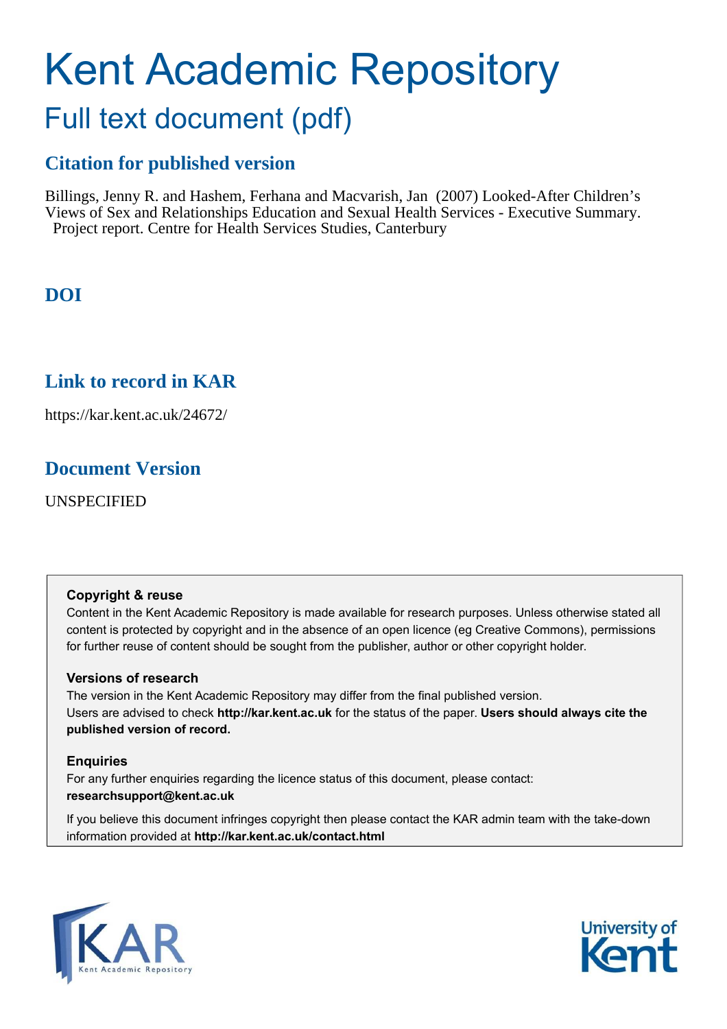# Kent Academic Repository

## Full text document (pdf)

### Citation for published version

Billings, Jenny R. and Hashem, Ferhana and Macvarish, Jan (2007) Looked-After Children's Views of Sex and Relationships Education and Sexual Health Services - Executive Summary. Project report. Centre for Health Services Studies, Canterbury

### DOI

### Link to record in KAR

https://kar.kent.ac.uk/24672/

### Document Version

UNSPECIFIED

**Copyright & reuse**

Content in the Kent Academic Repository is made available for research purposes. Unless otherwise stated all content is protected by copyright and in the absence of an open licence (eg Creative Commons), permissions for further reuse of content should be sought from the publisher, author or other copyright holder.

**Versions of research**

The version in the Kent Academic Repository may differ from the final published version. Users are advised to check **http://kar.kent.ac.uk** for the status of the paper. **Users should always cite the published version of record.**

**Enquiries**

For any further enquiries regarding the licence status of this document, please contact: **researchsupport@kent.ac.uk**

If you believe this document infringes copyright then please contact the KAR admin team with the take-down information provided at **http://kar.kent.ac.uk/contact.html**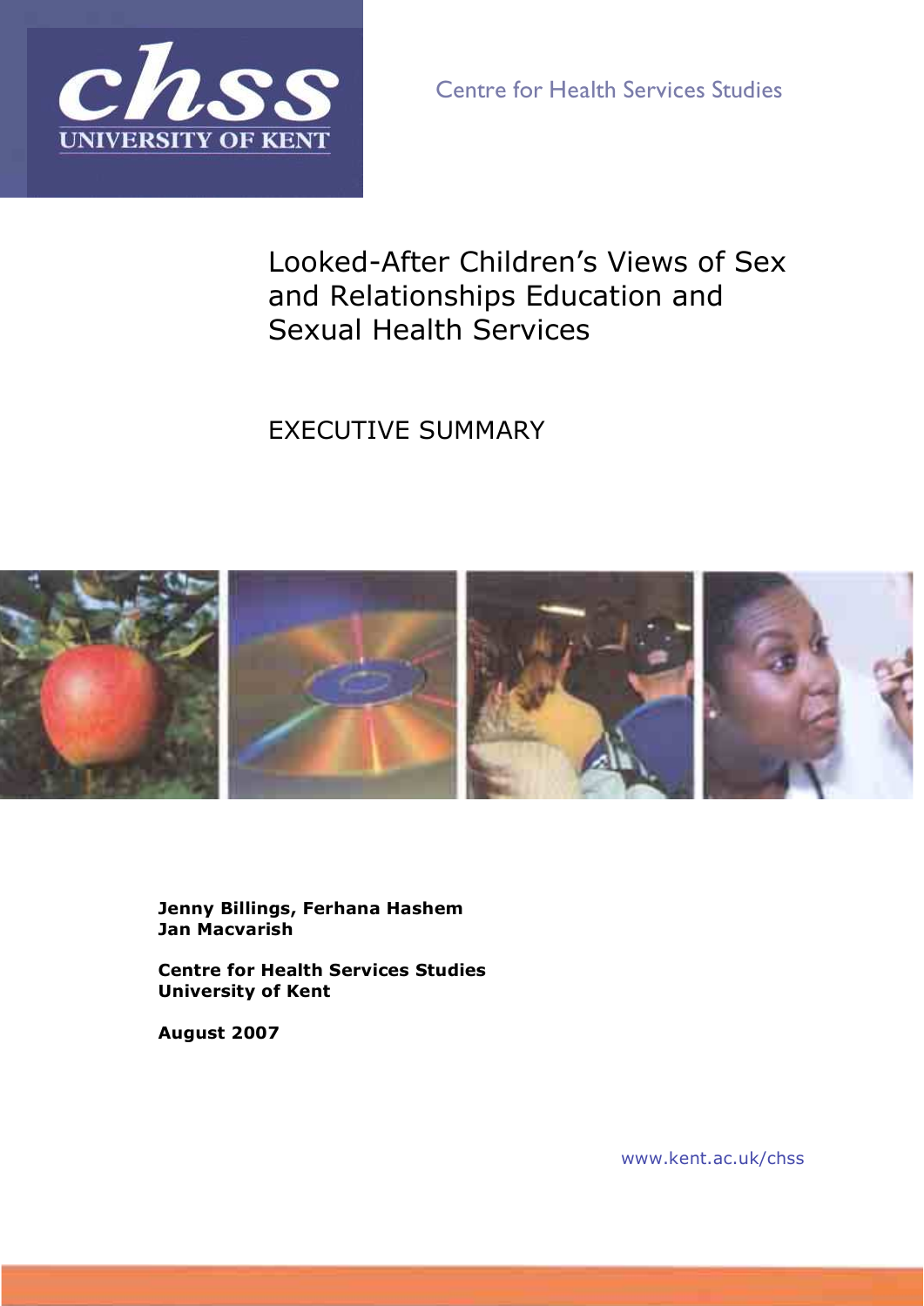chss

UNIVERSITY OF KENT

Centre for Health Services Studies

# Looked-After Children's Views of Sex and Relationships Education and Sexual Health Services

## EXECUTIVE SUMMARY

**Jenny Billings, Ferhana Hashem**
**Jan Macvarish**

**Centre for Health Services Studies**
**University of Kent**

**August 2007**

www.kent.ac.uk/chss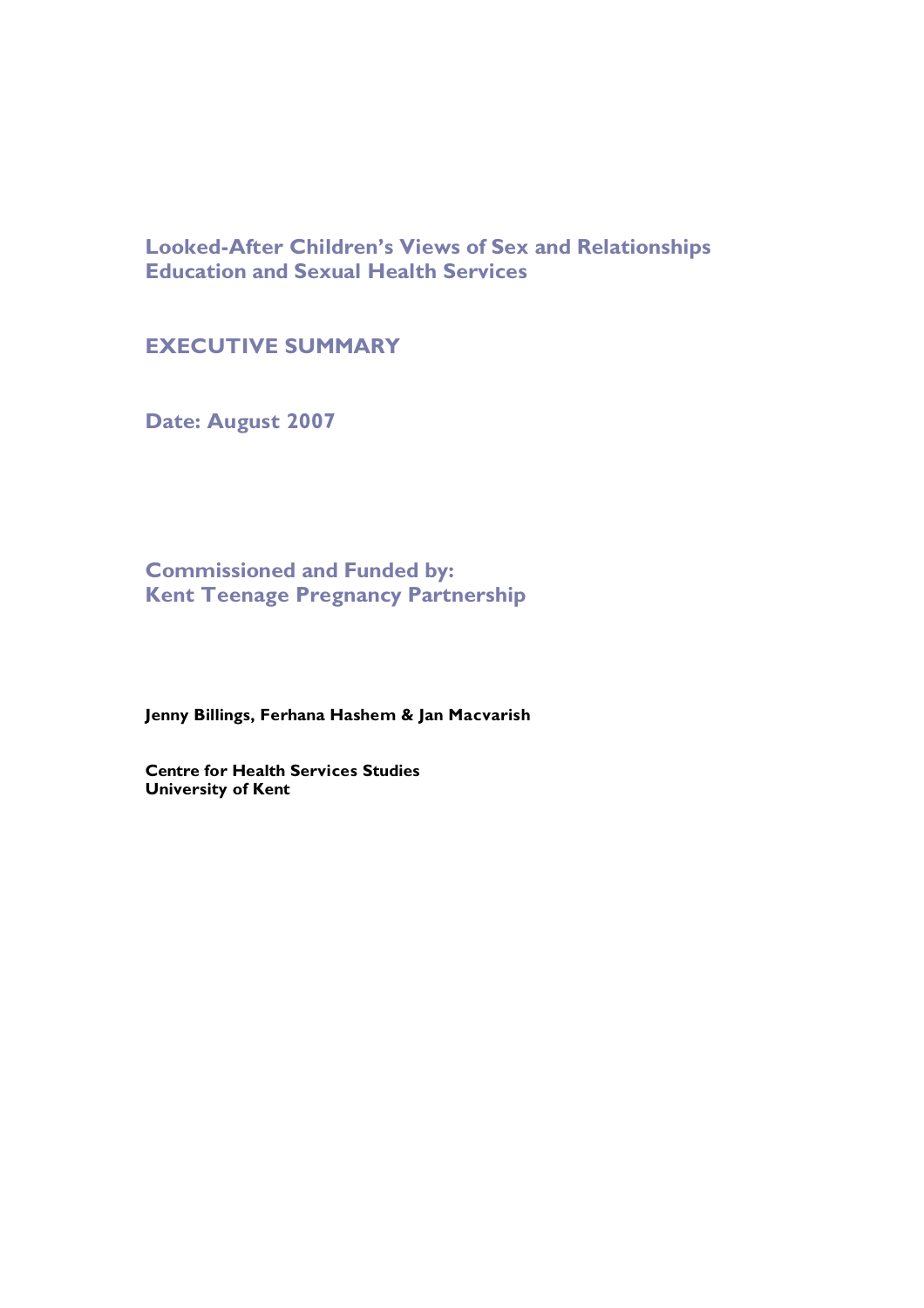# Looked-After Children's Views of Sex and Relationships Education and Sexual Health Services

## EXECUTIVE SUMMARY

**Date: August 2007**

**Commissioned and Funded by:**
**Kent Teenage Pregnancy Partnership**

**Jenny Billings, Ferhana Hashem & Jan Macvarish**

**Centre for Health Services Studies**
**University of Kent**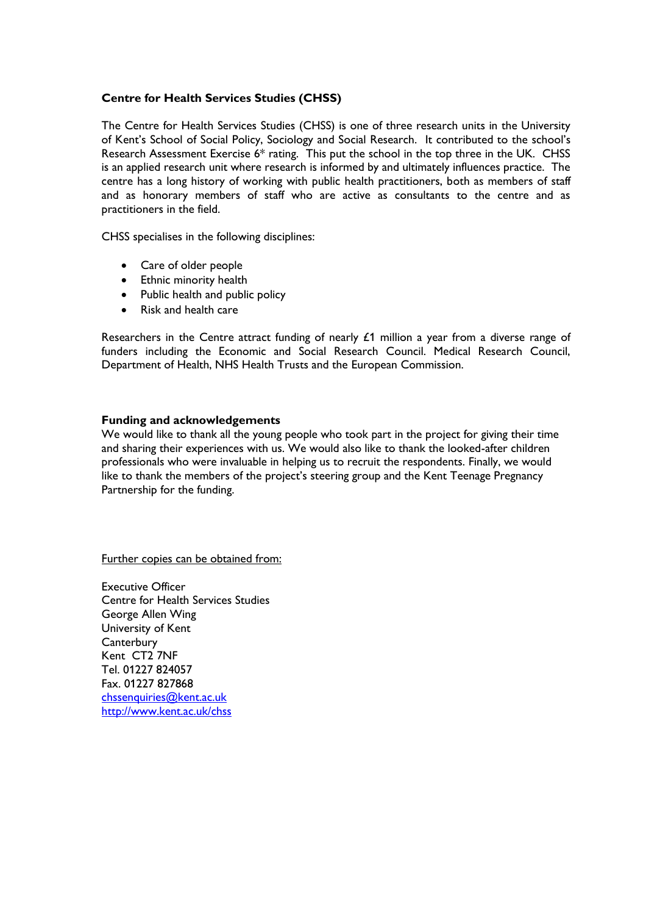### Centre for Health Services Studies (CHSS)

The Centre for Health Services Studies (CHSS) is one of three research units in the University of Kent's School of Social Policy, Sociology and Social Research. It contributed to the school's Research Assessment Exercise 6* rating. This put the school in the top three in the UK. CHSS is an applied research unit where research is informed by and ultimately influences practice. The centre has a long history of working with public health practitioners, both as members of staff and as honorary members of staff who are active as consultants to the centre and as practitioners in the field.

CHSS specialises in the following disciplines:

- Care of older people
- Ethnic minority health
- Public health and public policy
- Risk and health care

Researchers in the Centre attract funding of nearly £1 million a year from a diverse range of funders including the Economic and Social Research Council. Medical Research Council, Department of Health, NHS Health Trusts and the European Commission.

### Funding and acknowledgements

We would like to thank all the young people who took part in the project for giving their time and sharing their experiences with us. We would also like to thank the looked-after children professionals who were invaluable in helping us to recruit the respondents. Finally, we would like to thank the members of the project's steering group and the Kent Teenage Pregnancy Partnership for the funding.

Further copies can be obtained from:

Executive Officer
Centre for Health Services Studies
George Allen Wing
University of Kent
Canterbury
Kent CT2 7NF
Tel. 01227 824057
Fax. 01227 827868
chssenquiries@kent.ac.uk
http://www.kent.ac.uk/chss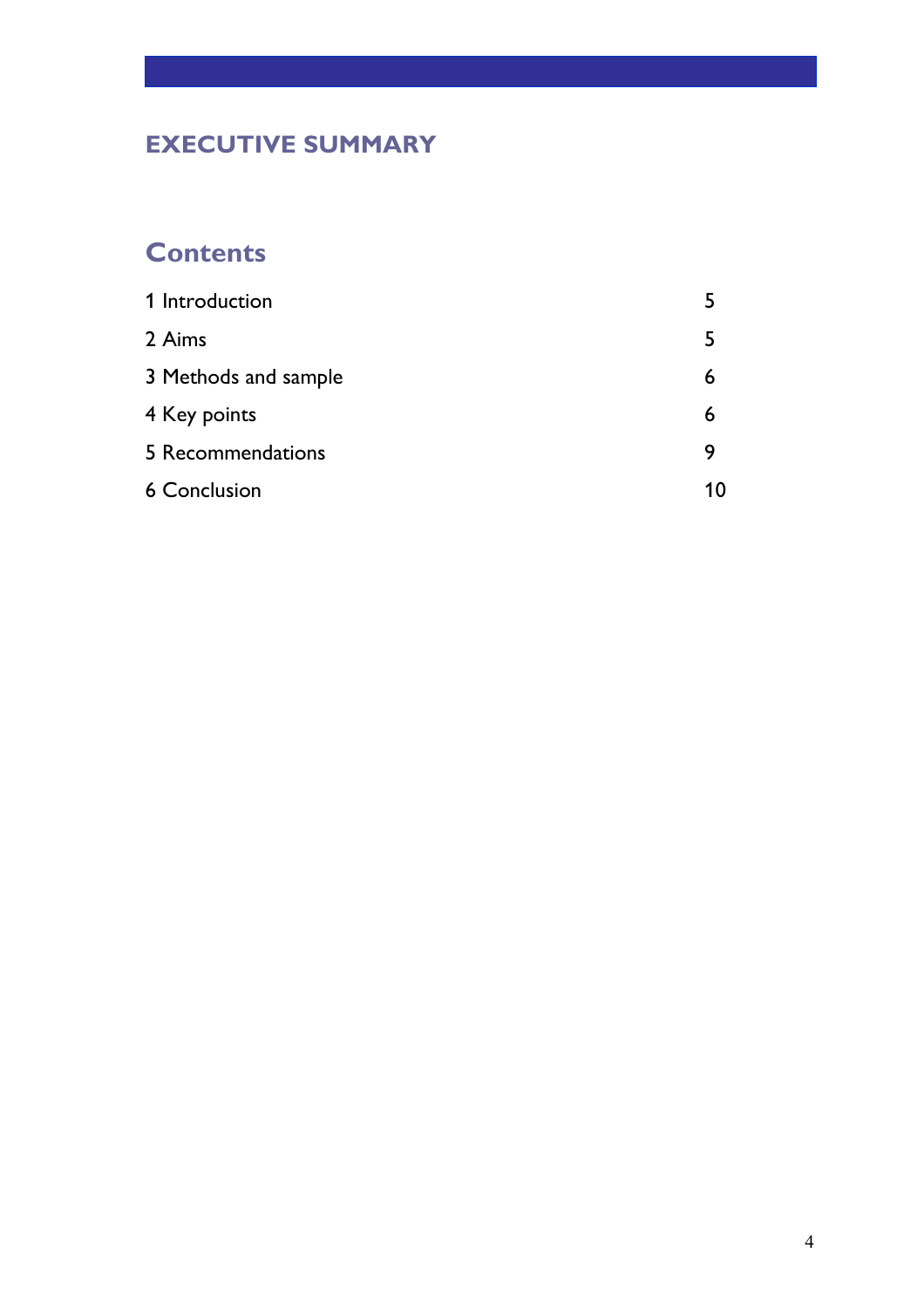# EXECUTIVE SUMMARY

## Contents

| | |
|---|---|
| 1 Introduction | 5 |
| 2 Aims | 5 |
| 3 Methods and sample | 6 |
| 4 Key points | 6 |
| 5 Recommendations | 9 |
| 6 Conclusion | 10 |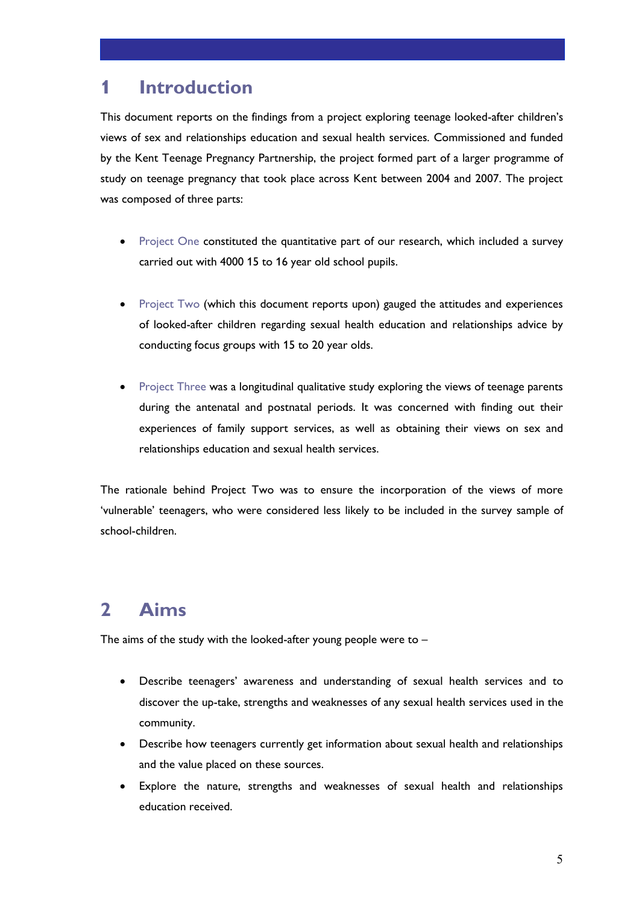# 1 Introduction

This document reports on the findings from a project exploring teenage looked-after children's views of sex and relationships education and sexual health services. Commissioned and funded by the Kent Teenage Pregnancy Partnership, the project formed part of a larger programme of study on teenage pregnancy that took place across Kent between 2004 and 2007. The project was composed of three parts:

- Project One constituted the quantitative part of our research, which included a survey carried out with 4000 15 to 16 year old school pupils.

- Project Two (which this document reports upon) gauged the attitudes and experiences of looked-after children regarding sexual health education and relationships advice by conducting focus groups with 15 to 20 year olds.

- Project Three was a longitudinal qualitative study exploring the views of teenage parents during the antenatal and postnatal periods. It was concerned with finding out their experiences of family support services, as well as obtaining their views on sex and relationships education and sexual health services.

The rationale behind Project Two was to ensure the incorporation of the views of more 'vulnerable' teenagers, who were considered less likely to be included in the survey sample of school-children.

# 2 Aims

The aims of the study with the looked-after young people were to –

- Describe teenagers' awareness and understanding of sexual health services and to discover the up-take, strengths and weaknesses of any sexual health services used in the community.
- Describe how teenagers currently get information about sexual health and relationships and the value placed on these sources.
- Explore the nature, strengths and weaknesses of sexual health and relationships education received.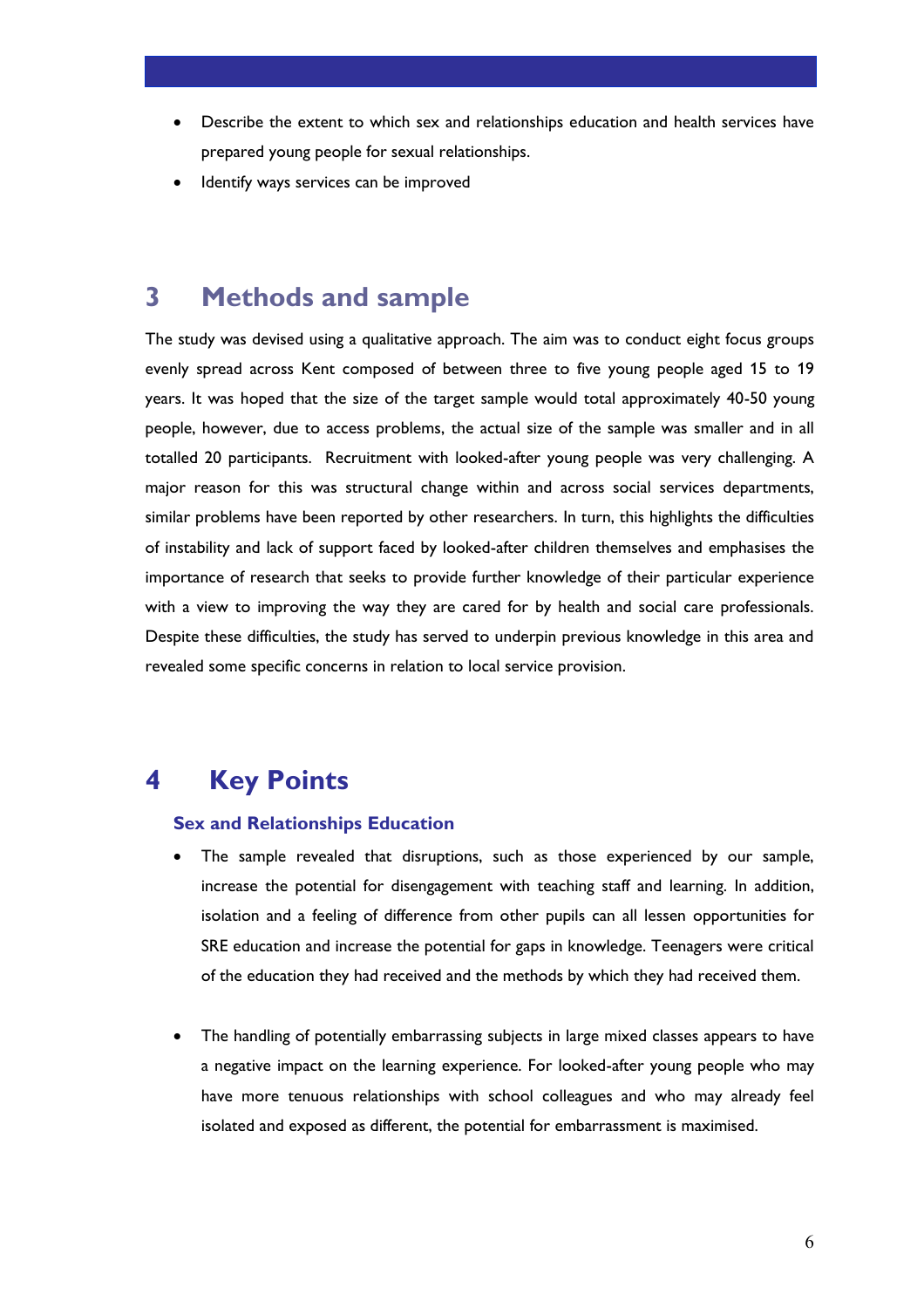- Describe the extent to which sex and relationships education and health services have prepared young people for sexual relationships.
- Identify ways services can be improved

## 3 Methods and sample

The study was devised using a qualitative approach. The aim was to conduct eight focus groups evenly spread across Kent composed of between three to five young people aged 15 to 19 years. It was hoped that the size of the target sample would total approximately 40-50 young people, however, due to access problems, the actual size of the sample was smaller and in all totalled 20 participants. Recruitment with looked-after young people was very challenging. A major reason for this was structural change within and across social services departments, similar problems have been reported by other researchers. In turn, this highlights the difficulties of instability and lack of support faced by looked-after children themselves and emphasises the importance of research that seeks to provide further knowledge of their particular experience with a view to improving the way they are cared for by health and social care professionals. Despite these difficulties, the study has served to underpin previous knowledge in this area and revealed some specific concerns in relation to local service provision.

## 4 Key Points

### Sex and Relationships Education

- The sample revealed that disruptions, such as those experienced by our sample, increase the potential for disengagement with teaching staff and learning. In addition, isolation and a feeling of difference from other pupils can all lessen opportunities for SRE education and increase the potential for gaps in knowledge. Teenagers were critical of the education they had received and the methods by which they had received them.

- The handling of potentially embarrassing subjects in large mixed classes appears to have a negative impact on the learning experience. For looked-after young people who may have more tenuous relationships with school colleagues and who may already feel isolated and exposed as different, the potential for embarrassment is maximised.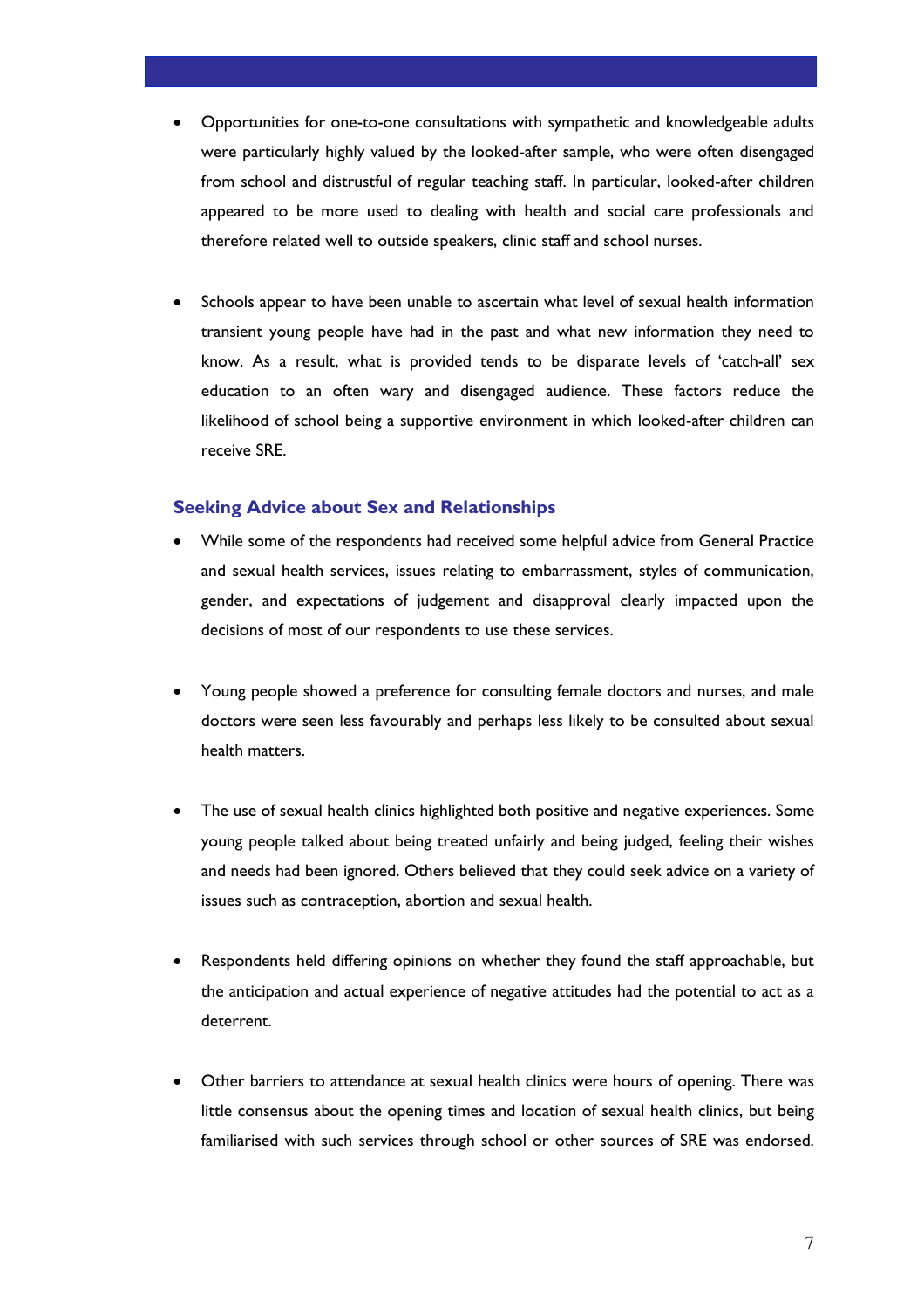- Opportunities for one-to-one consultations with sympathetic and knowledgeable adults were particularly highly valued by the looked-after sample, who were often disengaged from school and distrustful of regular teaching staff. In particular, looked-after children appeared to be more used to dealing with health and social care professionals and therefore related well to outside speakers, clinic staff and school nurses.

- Schools appear to have been unable to ascertain what level of sexual health information transient young people have had in the past and what new information they need to know. As a result, what is provided tends to be disparate levels of 'catch-all' sex education to an often wary and disengaged audience. These factors reduce the likelihood of school being a supportive environment in which looked-after children can receive SRE.

### Seeking Advice about Sex and Relationships

- While some of the respondents had received some helpful advice from General Practice and sexual health services, issues relating to embarrassment, styles of communication, gender, and expectations of judgement and disapproval clearly impacted upon the decisions of most of our respondents to use these services.

- Young people showed a preference for consulting female doctors and nurses, and male doctors were seen less favourably and perhaps less likely to be consulted about sexual health matters.

- The use of sexual health clinics highlighted both positive and negative experiences. Some young people talked about being treated unfairly and being judged, feeling their wishes and needs had been ignored. Others believed that they could seek advice on a variety of issues such as contraception, abortion and sexual health.

- Respondents held differing opinions on whether they found the staff approachable, but the anticipation and actual experience of negative attitudes had the potential to act as a deterrent.

- Other barriers to attendance at sexual health clinics were hours of opening. There was little consensus about the opening times and location of sexual health clinics, but being familiarised with such services through school or other sources of SRE was endorsed.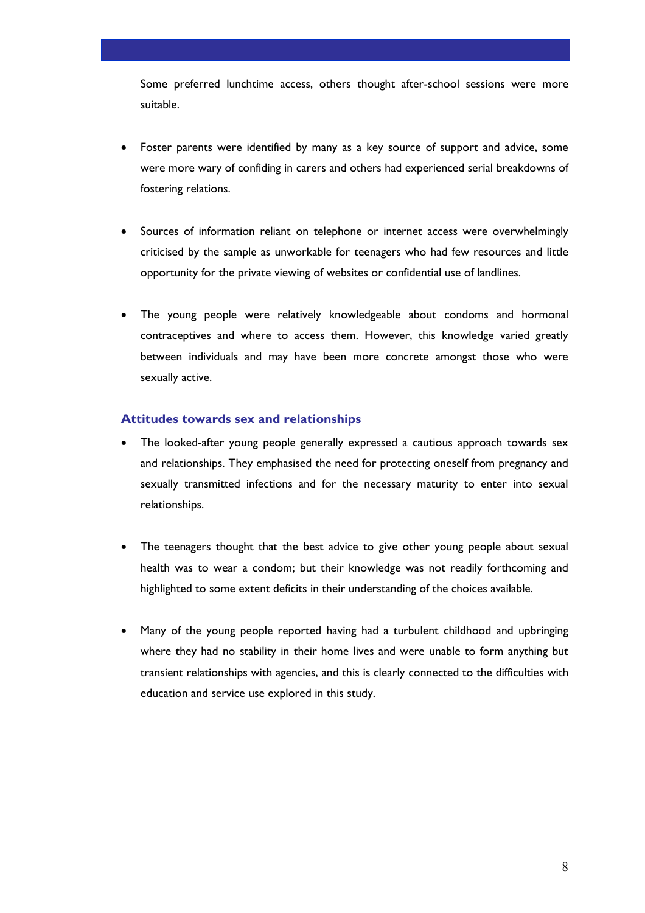Some preferred lunchtime access, others thought after-school sessions were more suitable.

- Foster parents were identified by many as a key source of support and advice, some were more wary of confiding in carers and others had experienced serial breakdowns of fostering relations.

- Sources of information reliant on telephone or internet access were overwhelmingly criticised by the sample as unworkable for teenagers who had few resources and little opportunity for the private viewing of websites or confidential use of landlines.

- The young people were relatively knowledgeable about condoms and hormonal contraceptives and where to access them. However, this knowledge varied greatly between individuals and may have been more concrete amongst those who were sexually active.

### Attitudes towards sex and relationships

- The looked-after young people generally expressed a cautious approach towards sex and relationships. They emphasised the need for protecting oneself from pregnancy and sexually transmitted infections and for the necessary maturity to enter into sexual relationships.

- The teenagers thought that the best advice to give other young people about sexual health was to wear a condom; but their knowledge was not readily forthcoming and highlighted to some extent deficits in their understanding of the choices available.

- Many of the young people reported having had a turbulent childhood and upbringing where they had no stability in their home lives and were unable to form anything but transient relationships with agencies, and this is clearly connected to the difficulties with education and service use explored in this study.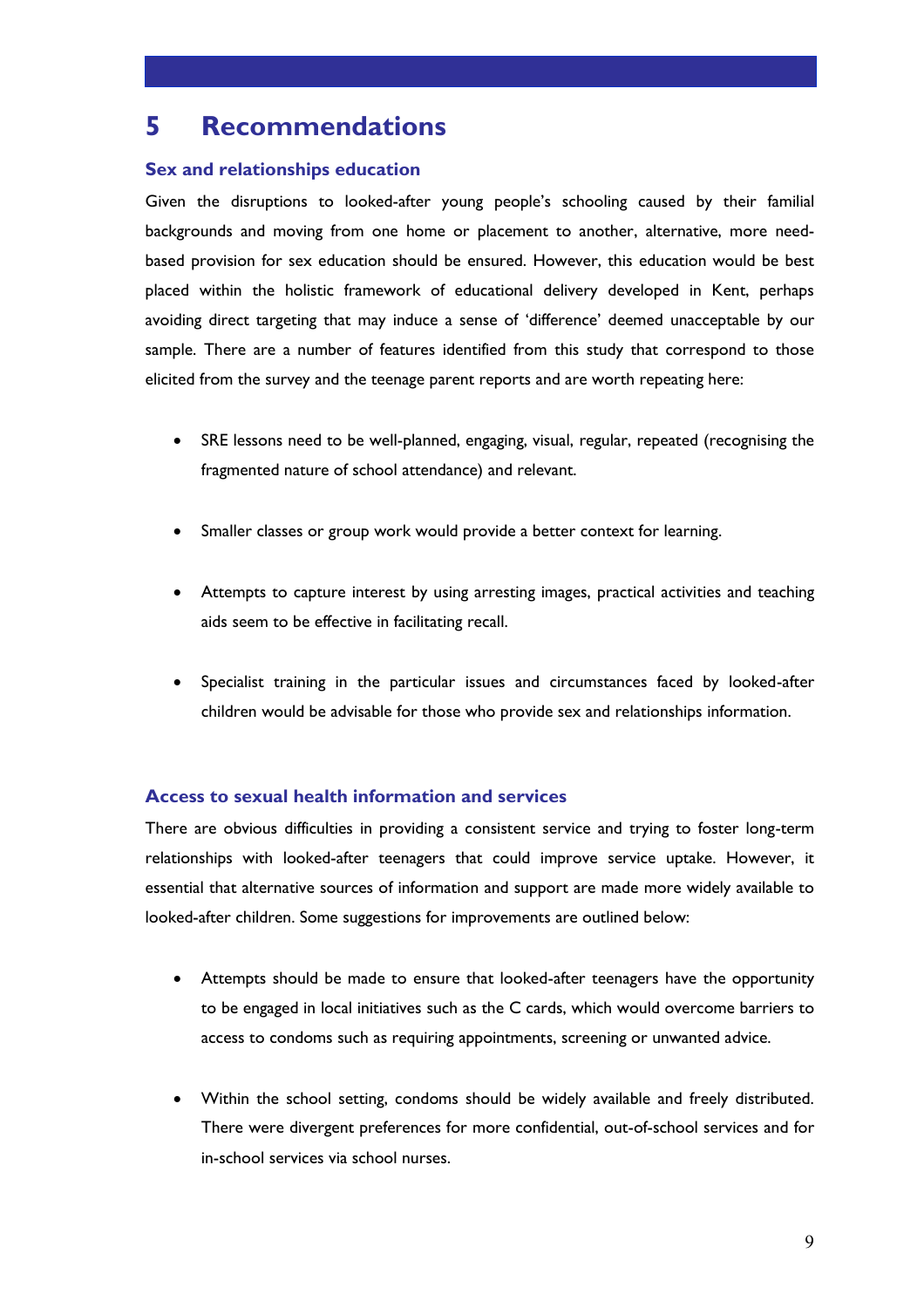# 5 Recommendations

## Sex and relationships education

Given the disruptions to looked-after young people's schooling caused by their familial backgrounds and moving from one home or placement to another, alternative, more need-based provision for sex education should be ensured. However, this education would be best placed within the holistic framework of educational delivery developed in Kent, perhaps avoiding direct targeting that may induce a sense of 'difference' deemed unacceptable by our sample. There are a number of features identified from this study that correspond to those elicited from the survey and the teenage parent reports and are worth repeating here:

- SRE lessons need to be well-planned, engaging, visual, regular, repeated (recognising the fragmented nature of school attendance) and relevant.
- Smaller classes or group work would provide a better context for learning.
- Attempts to capture interest by using arresting images, practical activities and teaching aids seem to be effective in facilitating recall.
- Specialist training in the particular issues and circumstances faced by looked-after children would be advisable for those who provide sex and relationships information.

## Access to sexual health information and services

There are obvious difficulties in providing a consistent service and trying to foster long-term relationships with looked-after teenagers that could improve service uptake. However, it essential that alternative sources of information and support are made more widely available to looked-after children. Some suggestions for improvements are outlined below:

- Attempts should be made to ensure that looked-after teenagers have the opportunity to be engaged in local initiatives such as the C cards, which would overcome barriers to access to condoms such as requiring appointments, screening or unwanted advice.
- Within the school setting, condoms should be widely available and freely distributed. There were divergent preferences for more confidential, out-of-school services and for in-school services via school nurses.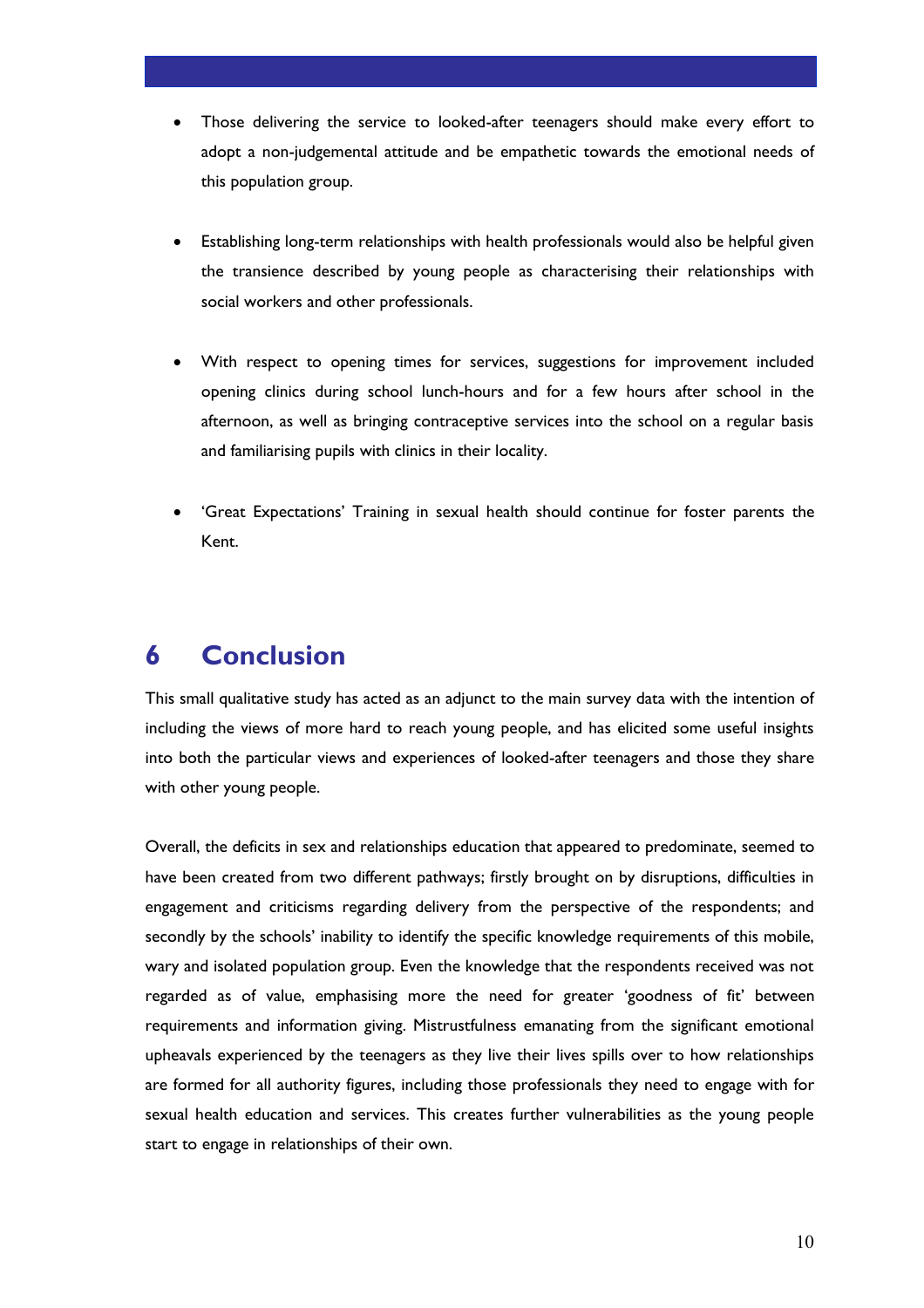- Those delivering the service to looked-after teenagers should make every effort to adopt a non-judgemental attitude and be empathetic towards the emotional needs of this population group.

- Establishing long-term relationships with health professionals would also be helpful given the transience described by young people as characterising their relationships with social workers and other professionals.

- With respect to opening times for services, suggestions for improvement included opening clinics during school lunch-hours and for a few hours after school in the afternoon, as well as bringing contraceptive services into the school on a regular basis and familiarising pupils with clinics in their locality.

- 'Great Expectations' Training in sexual health should continue for foster parents the Kent.

# 6 Conclusion

This small qualitative study has acted as an adjunct to the main survey data with the intention of including the views of more hard to reach young people, and has elicited some useful insights into both the particular views and experiences of looked-after teenagers and those they share with other young people.

Overall, the deficits in sex and relationships education that appeared to predominate, seemed to have been created from two different pathways; firstly brought on by disruptions, difficulties in engagement and criticisms regarding delivery from the perspective of the respondents; and secondly by the schools' inability to identify the specific knowledge requirements of this mobile, wary and isolated population group. Even the knowledge that the respondents received was not regarded as of value, emphasising more the need for greater 'goodness of fit' between requirements and information giving. Mistrustfulness emanating from the significant emotional upheavals experienced by the teenagers as they live their lives spills over to how relationships are formed for all authority figures, including those professionals they need to engage with for sexual health education and services. This creates further vulnerabilities as the young people start to engage in relationships of their own.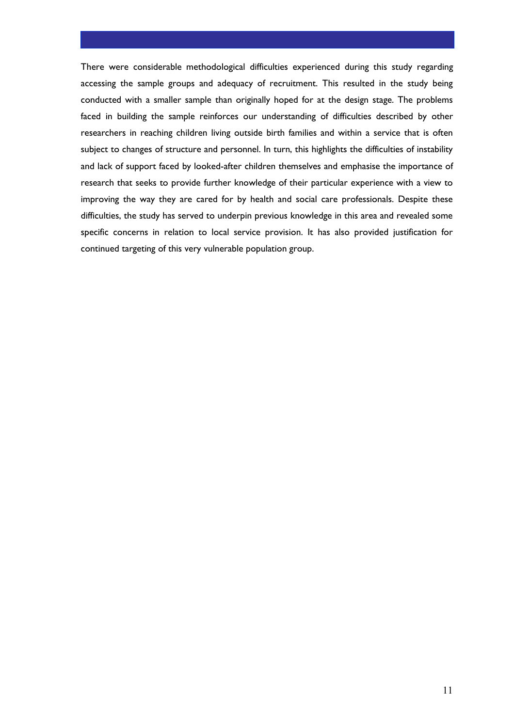There were considerable methodological difficulties experienced during this study regarding accessing the sample groups and adequacy of recruitment. This resulted in the study being conducted with a smaller sample than originally hoped for at the design stage. The problems faced in building the sample reinforces our understanding of difficulties described by other researchers in reaching children living outside birth families and within a service that is often subject to changes of structure and personnel. In turn, this highlights the difficulties of instability and lack of support faced by looked-after children themselves and emphasise the importance of research that seeks to provide further knowledge of their particular experience with a view to improving the way they are cared for by health and social care professionals. Despite these difficulties, the study has served to underpin previous knowledge in this area and revealed some specific concerns in relation to local service provision. It has also provided justification for continued targeting of this very vulnerable population group.